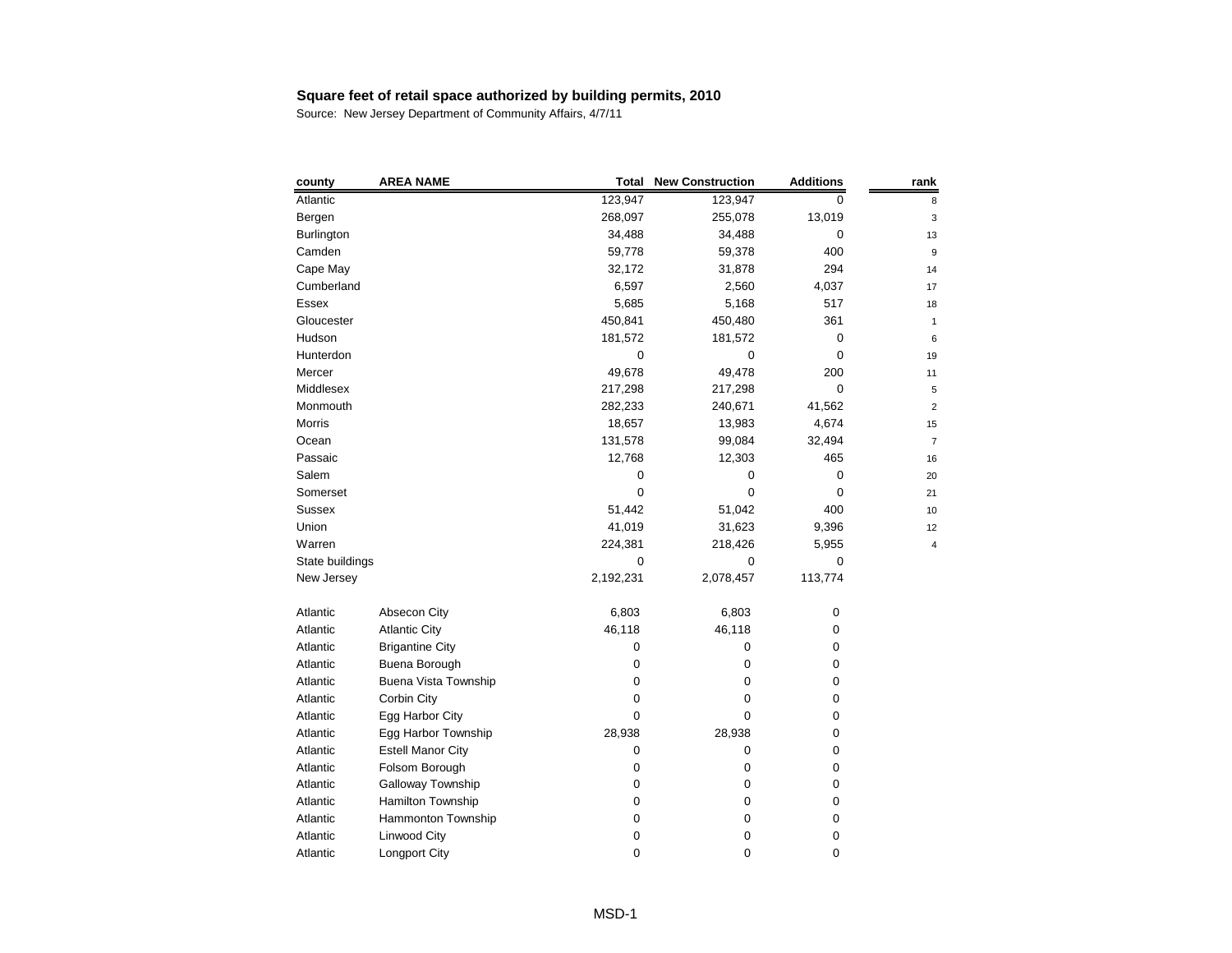**Square feet of retail space authorized by building permits, 2010**

Source: New Jersey Department of Community Affairs, 4/7/11

| county | AREA NAME | Total | New Construction | Additions | rank |
|---|---|---|---|---|---|
| Atlantic | | 123,947 | 123,947 | 0 | 8 |
| Bergen | | 268,097 | 255,078 | 13,019 | 3 |
| Burlington | | 34,488 | 34,488 | 0 | 13 |
| Camden | | 59,778 | 59,378 | 400 | 9 |
| Cape May | | 32,172 | 31,878 | 294 | 14 |
| Cumberland | | 6,597 | 2,560 | 4,037 | 17 |
| Essex | | 5,685 | 5,168 | 517 | 18 |
| Gloucester | | 450,841 | 450,480 | 361 | 1 |
| Hudson | | 181,572 | 181,572 | 0 | 6 |
| Hunterdon | | 0 | 0 | 0 | 19 |
| Mercer | | 49,678 | 49,478 | 200 | 11 |
| Middlesex | | 217,298 | 217,298 | 0 | 5 |
| Monmouth | | 282,233 | 240,671 | 41,562 | 2 |
| Morris | | 18,657 | 13,983 | 4,674 | 15 |
| Ocean | | 131,578 | 99,084 | 32,494 | 7 |
| Passaic | | 12,768 | 12,303 | 465 | 16 |
| Salem | | 0 | 0 | 0 | 20 |
| Somerset | | 0 | 0 | 0 | 21 |
| Sussex | | 51,442 | 51,042 | 400 | 10 |
| Union | | 41,019 | 31,623 | 9,396 | 12 |
| Warren | | 224,381 | 218,426 | 5,955 | 4 |
| State buildings | | 0 | 0 | 0 | |
| New Jersey | | 2,192,231 | 2,078,457 | 113,774 | |
| | | | | | |
| Atlantic | Absecon City | 6,803 | 6,803 | 0 | |
| Atlantic | Atlantic City | 46,118 | 46,118 | 0 | |
| Atlantic | Brigantine City | 0 | 0 | 0 | |
| Atlantic | Buena Borough | 0 | 0 | 0 | |
| Atlantic | Buena Vista Township | 0 | 0 | 0 | |
| Atlantic | Corbin City | 0 | 0 | 0 | |
| Atlantic | Egg Harbor City | 0 | 0 | 0 | |
| Atlantic | Egg Harbor Township | 28,938 | 28,938 | 0 | |
| Atlantic | Estell Manor City | 0 | 0 | 0 | |
| Atlantic | Folsom Borough | 0 | 0 | 0 | |
| Atlantic | Galloway Township | 0 | 0 | 0 | |
| Atlantic | Hamilton Township | 0 | 0 | 0 | |
| Atlantic | Hammonton Township | 0 | 0 | 0 | |
| Atlantic | Linwood City | 0 | 0 | 0 | |
| Atlantic | Longport City | 0 | 0 | 0 | |

MSD-1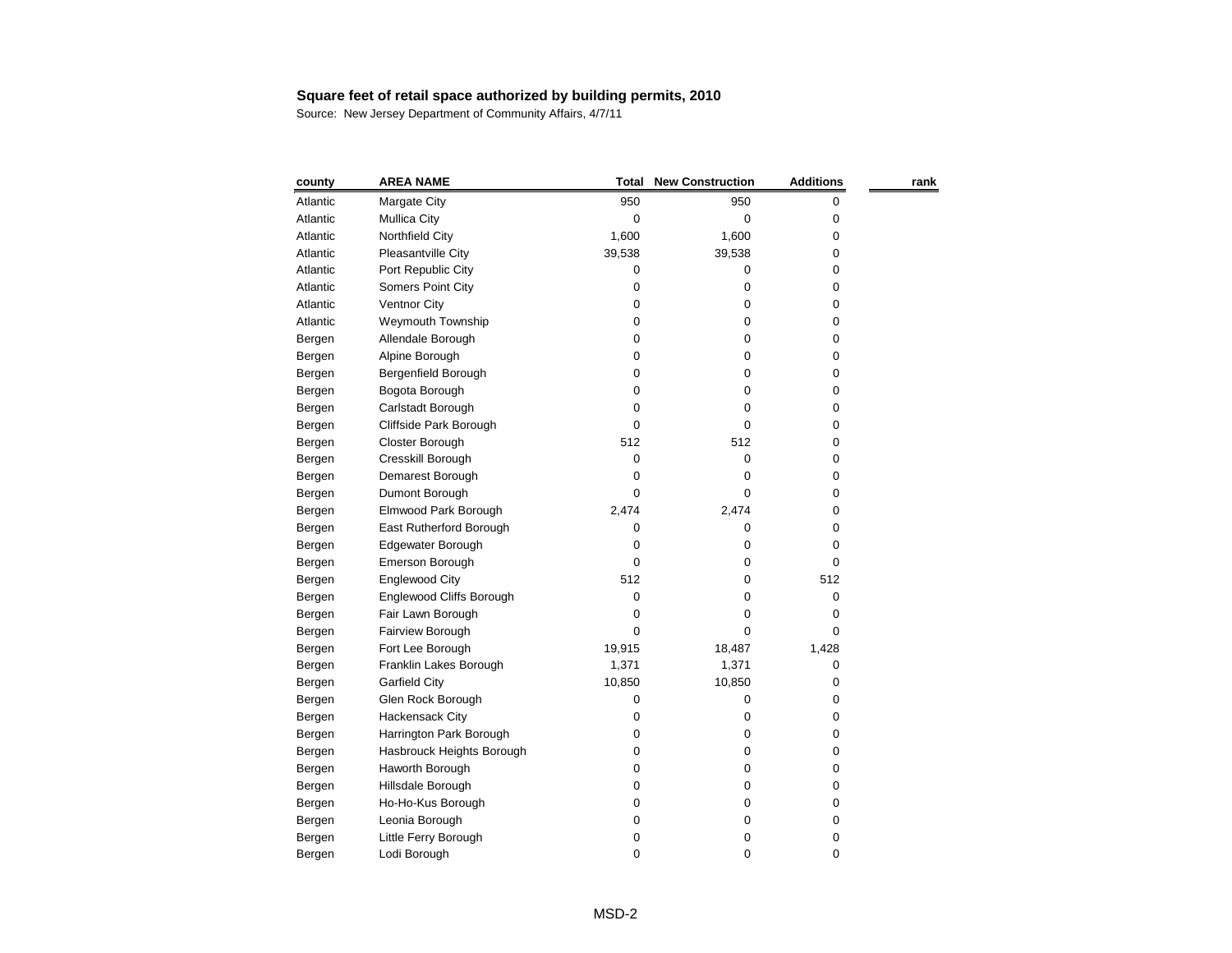**Square feet of retail space authorized by building permits, 2010**

Source: New Jersey Department of Community Affairs, 4/7/11

| county | AREA NAME | Total | New Construction | Additions | rank |
|---|---|---|---|---|---|
| Atlantic | Margate City | 950 | 950 | 0 | |
| Atlantic | Mullica City | 0 | 0 | 0 | |
| Atlantic | Northfield City | 1,600 | 1,600 | 0 | |
| Atlantic | Pleasantville City | 39,538 | 39,538 | 0 | |
| Atlantic | Port Republic City | 0 | 0 | 0 | |
| Atlantic | Somers Point City | 0 | 0 | 0 | |
| Atlantic | Ventnor City | 0 | 0 | 0 | |
| Atlantic | Weymouth Township | 0 | 0 | 0 | |
| Bergen | Allendale Borough | 0 | 0 | 0 | |
| Bergen | Alpine Borough | 0 | 0 | 0 | |
| Bergen | Bergenfield Borough | 0 | 0 | 0 | |
| Bergen | Bogota Borough | 0 | 0 | 0 | |
| Bergen | Carlstadt Borough | 0 | 0 | 0 | |
| Bergen | Cliffside Park Borough | 0 | 0 | 0 | |
| Bergen | Closter Borough | 512 | 512 | 0 | |
| Bergen | Cresskill Borough | 0 | 0 | 0 | |
| Bergen | Demarest Borough | 0 | 0 | 0 | |
| Bergen | Dumont Borough | 0 | 0 | 0 | |
| Bergen | Elmwood Park Borough | 2,474 | 2,474 | 0 | |
| Bergen | East Rutherford Borough | 0 | 0 | 0 | |
| Bergen | Edgewater Borough | 0 | 0 | 0 | |
| Bergen | Emerson Borough | 0 | 0 | 0 | |
| Bergen | Englewood City | 512 | 0 | 512 | |
| Bergen | Englewood Cliffs Borough | 0 | 0 | 0 | |
| Bergen | Fair Lawn Borough | 0 | 0 | 0 | |
| Bergen | Fairview Borough | 0 | 0 | 0 | |
| Bergen | Fort Lee Borough | 19,915 | 18,487 | 1,428 | |
| Bergen | Franklin Lakes Borough | 1,371 | 1,371 | 0 | |
| Bergen | Garfield City | 10,850 | 10,850 | 0 | |
| Bergen | Glen Rock Borough | 0 | 0 | 0 | |
| Bergen | Hackensack City | 0 | 0 | 0 | |
| Bergen | Harrington Park Borough | 0 | 0 | 0 | |
| Bergen | Hasbrouck Heights Borough | 0 | 0 | 0 | |
| Bergen | Haworth Borough | 0 | 0 | 0 | |
| Bergen | Hillsdale Borough | 0 | 0 | 0 | |
| Bergen | Ho-Ho-Kus Borough | 0 | 0 | 0 | |
| Bergen | Leonia Borough | 0 | 0 | 0 | |
| Bergen | Little Ferry Borough | 0 | 0 | 0 | |
| Bergen | Lodi Borough | 0 | 0 | 0 | |

MSD-2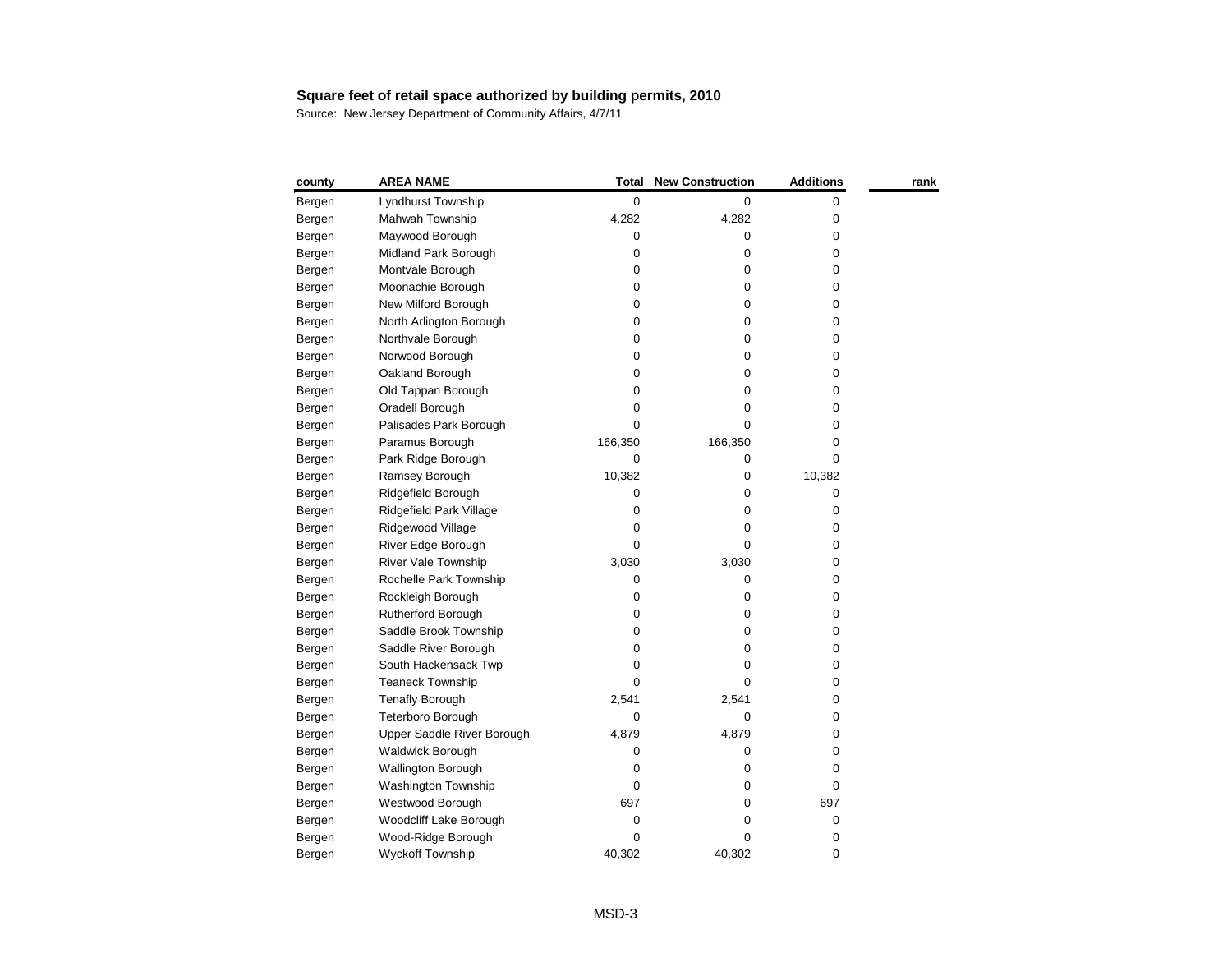**Square feet of retail space authorized by building permits, 2010**

Source: New Jersey Department of Community Affairs, 4/7/11

| county | AREA NAME | Total | New Construction | Additions | rank |
|---|---|---|---|---|---|
| Bergen | Lyndhurst Township | 0 | 0 | 0 | |
| Bergen | Mahwah Township | 4,282 | 4,282 | 0 | |
| Bergen | Maywood Borough | 0 | 0 | 0 | |
| Bergen | Midland Park Borough | 0 | 0 | 0 | |
| Bergen | Montvale Borough | 0 | 0 | 0 | |
| Bergen | Moonachie Borough | 0 | 0 | 0 | |
| Bergen | New Milford Borough | 0 | 0 | 0 | |
| Bergen | North Arlington Borough | 0 | 0 | 0 | |
| Bergen | Northvale Borough | 0 | 0 | 0 | |
| Bergen | Norwood Borough | 0 | 0 | 0 | |
| Bergen | Oakland Borough | 0 | 0 | 0 | |
| Bergen | Old Tappan Borough | 0 | 0 | 0 | |
| Bergen | Oradell Borough | 0 | 0 | 0 | |
| Bergen | Palisades Park Borough | 0 | 0 | 0 | |
| Bergen | Paramus Borough | 166,350 | 166,350 | 0 | |
| Bergen | Park Ridge Borough | 0 | 0 | 0 | |
| Bergen | Ramsey Borough | 10,382 | 0 | 10,382 | |
| Bergen | Ridgefield Borough | 0 | 0 | 0 | |
| Bergen | Ridgefield Park Village | 0 | 0 | 0 | |
| Bergen | Ridgewood Village | 0 | 0 | 0 | |
| Bergen | River Edge Borough | 0 | 0 | 0 | |
| Bergen | River Vale Township | 3,030 | 3,030 | 0 | |
| Bergen | Rochelle Park Township | 0 | 0 | 0 | |
| Bergen | Rockleigh Borough | 0 | 0 | 0 | |
| Bergen | Rutherford Borough | 0 | 0 | 0 | |
| Bergen | Saddle Brook Township | 0 | 0 | 0 | |
| Bergen | Saddle River Borough | 0 | 0 | 0 | |
| Bergen | South Hackensack Twp | 0 | 0 | 0 | |
| Bergen | Teaneck Township | 0 | 0 | 0 | |
| Bergen | Tenafly Borough | 2,541 | 2,541 | 0 | |
| Bergen | Teterboro Borough | 0 | 0 | 0 | |
| Bergen | Upper Saddle River Borough | 4,879 | 4,879 | 0 | |
| Bergen | Waldwick Borough | 0 | 0 | 0 | |
| Bergen | Wallington Borough | 0 | 0 | 0 | |
| Bergen | Washington Township | 0 | 0 | 0 | |
| Bergen | Westwood Borough | 697 | 0 | 697 | |
| Bergen | Woodcliff Lake Borough | 0 | 0 | 0 | |
| Bergen | Wood-Ridge Borough | 0 | 0 | 0 | |
| Bergen | Wyckoff Township | 40,302 | 40,302 | 0 | |

MSD-3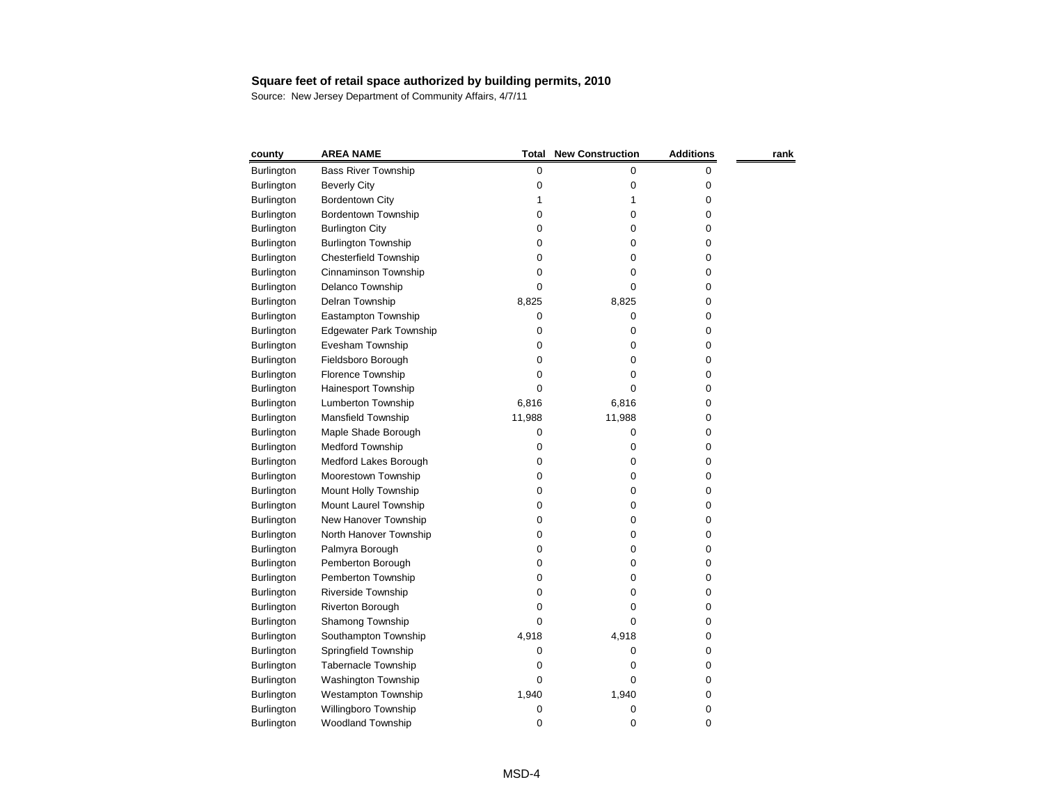**Square feet of retail space authorized by building permits, 2010**

Source: New Jersey Department of Community Affairs, 4/7/11

| county | AREA NAME | Total | New Construction | Additions | rank |
|---|---|---|---|---|---|
| Burlington | Bass River Township | 0 | 0 | 0 | |
| Burlington | Beverly City | 0 | 0 | 0 | |
| Burlington | Bordentown City | 1 | 1 | 0 | |
| Burlington | Bordentown Township | 0 | 0 | 0 | |
| Burlington | Burlington City | 0 | 0 | 0 | |
| Burlington | Burlington Township | 0 | 0 | 0 | |
| Burlington | Chesterfield Township | 0 | 0 | 0 | |
| Burlington | Cinnaminson Township | 0 | 0 | 0 | |
| Burlington | Delanco Township | 0 | 0 | 0 | |
| Burlington | Delran Township | 8,825 | 8,825 | 0 | |
| Burlington | Eastampton Township | 0 | 0 | 0 | |
| Burlington | Edgewater Park Township | 0 | 0 | 0 | |
| Burlington | Evesham Township | 0 | 0 | 0 | |
| Burlington | Fieldsboro Borough | 0 | 0 | 0 | |
| Burlington | Florence Township | 0 | 0 | 0 | |
| Burlington | Hainesport Township | 0 | 0 | 0 | |
| Burlington | Lumberton Township | 6,816 | 6,816 | 0 | |
| Burlington | Mansfield Township | 11,988 | 11,988 | 0 | |
| Burlington | Maple Shade Borough | 0 | 0 | 0 | |
| Burlington | Medford Township | 0 | 0 | 0 | |
| Burlington | Medford Lakes Borough | 0 | 0 | 0 | |
| Burlington | Moorestown Township | 0 | 0 | 0 | |
| Burlington | Mount Holly Township | 0 | 0 | 0 | |
| Burlington | Mount Laurel Township | 0 | 0 | 0 | |
| Burlington | New Hanover Township | 0 | 0 | 0 | |
| Burlington | North Hanover Township | 0 | 0 | 0 | |
| Burlington | Palmyra Borough | 0 | 0 | 0 | |
| Burlington | Pemberton Borough | 0 | 0 | 0 | |
| Burlington | Pemberton Township | 0 | 0 | 0 | |
| Burlington | Riverside Township | 0 | 0 | 0 | |
| Burlington | Riverton Borough | 0 | 0 | 0 | |
| Burlington | Shamong Township | 0 | 0 | 0 | |
| Burlington | Southampton Township | 4,918 | 4,918 | 0 | |
| Burlington | Springfield Township | 0 | 0 | 0 | |
| Burlington | Tabernacle Township | 0 | 0 | 0 | |
| Burlington | Washington Township | 0 | 0 | 0 | |
| Burlington | Westampton Township | 1,940 | 1,940 | 0 | |
| Burlington | Willingboro Township | 0 | 0 | 0 | |
| Burlington | Woodland Township | 0 | 0 | 0 | |

MSD-4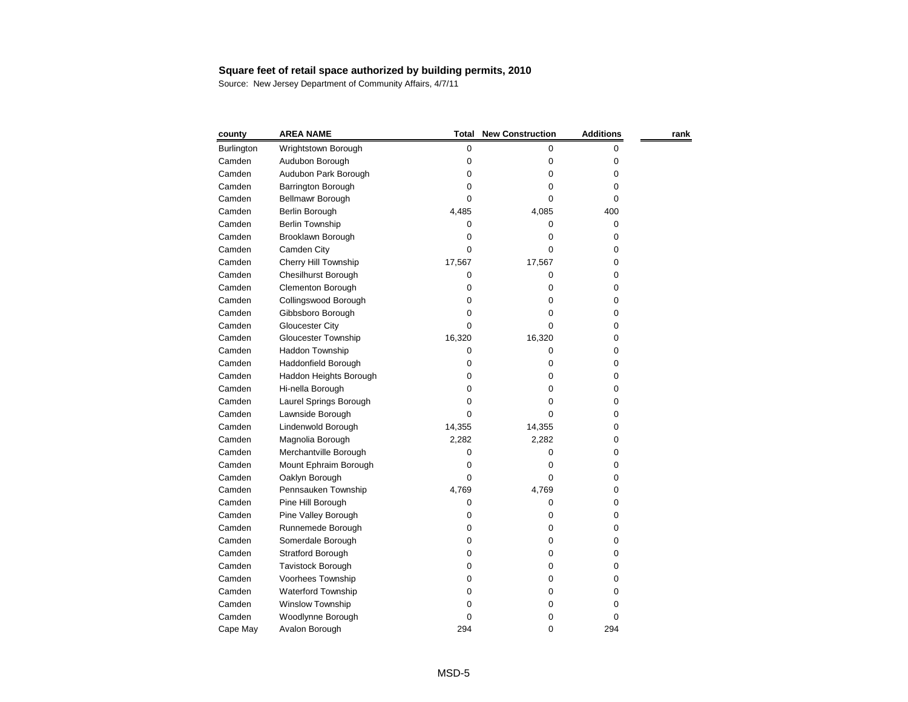**Square feet of retail space authorized by building permits, 2010**

Source: New Jersey Department of Community Affairs, 4/7/11

| county | AREA NAME | Total | New Construction | Additions | rank |
|---|---|---|---|---|---|
| Burlington | Wrightstown Borough | 0 | 0 | 0 | |
| Camden | Audubon Borough | 0 | 0 | 0 | |
| Camden | Audubon Park Borough | 0 | 0 | 0 | |
| Camden | Barrington Borough | 0 | 0 | 0 | |
| Camden | Bellmawr Borough | 0 | 0 | 0 | |
| Camden | Berlin Borough | 4,485 | 4,085 | 400 | |
| Camden | Berlin Township | 0 | 0 | 0 | |
| Camden | Brooklawn Borough | 0 | 0 | 0 | |
| Camden | Camden City | 0 | 0 | 0 | |
| Camden | Cherry Hill Township | 17,567 | 17,567 | 0 | |
| Camden | Chesilhurst Borough | 0 | 0 | 0 | |
| Camden | Clementon Borough | 0 | 0 | 0 | |
| Camden | Collingswood Borough | 0 | 0 | 0 | |
| Camden | Gibbsboro Borough | 0 | 0 | 0 | |
| Camden | Gloucester City | 0 | 0 | 0 | |
| Camden | Gloucester Township | 16,320 | 16,320 | 0 | |
| Camden | Haddon Township | 0 | 0 | 0 | |
| Camden | Haddonfield Borough | 0 | 0 | 0 | |
| Camden | Haddon Heights Borough | 0 | 0 | 0 | |
| Camden | Hi-nella Borough | 0 | 0 | 0 | |
| Camden | Laurel Springs Borough | 0 | 0 | 0 | |
| Camden | Lawnside Borough | 0 | 0 | 0 | |
| Camden | Lindenwold Borough | 14,355 | 14,355 | 0 | |
| Camden | Magnolia Borough | 2,282 | 2,282 | 0 | |
| Camden | Merchantville Borough | 0 | 0 | 0 | |
| Camden | Mount Ephraim Borough | 0 | 0 | 0 | |
| Camden | Oaklyn Borough | 0 | 0 | 0 | |
| Camden | Pennsauken Township | 4,769 | 4,769 | 0 | |
| Camden | Pine Hill Borough | 0 | 0 | 0 | |
| Camden | Pine Valley Borough | 0 | 0 | 0 | |
| Camden | Runnemede Borough | 0 | 0 | 0 | |
| Camden | Somerdale Borough | 0 | 0 | 0 | |
| Camden | Stratford Borough | 0 | 0 | 0 | |
| Camden | Tavistock Borough | 0 | 0 | 0 | |
| Camden | Voorhees Township | 0 | 0 | 0 | |
| Camden | Waterford Township | 0 | 0 | 0 | |
| Camden | Winslow Township | 0 | 0 | 0 | |
| Camden | Woodlynne Borough | 0 | 0 | 0 | |
| Cape May | Avalon Borough | 294 | 0 | 294 | |

MSD-5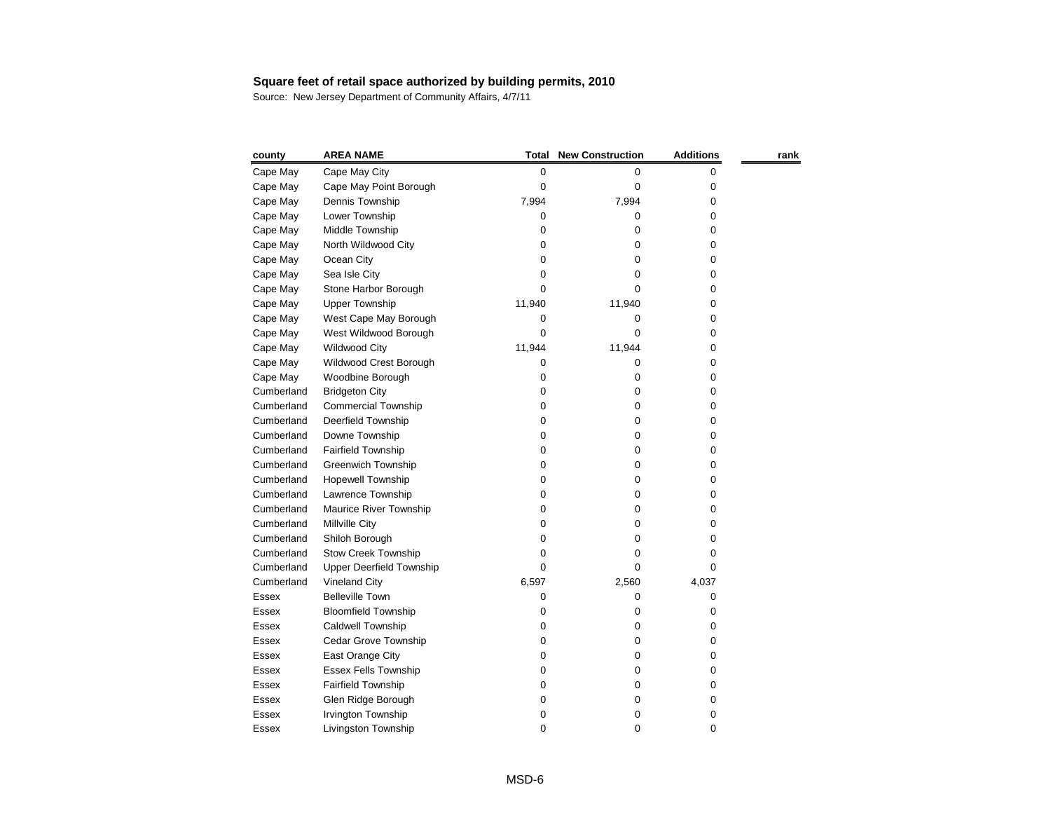**Square feet of retail space authorized by building permits, 2010**

Source: New Jersey Department of Community Affairs, 4/7/11

| county | AREA NAME | Total | New Construction | Additions | rank |
|---|---|---|---|---|---|
| Cape May | Cape May City | 0 | 0 | 0 | |
| Cape May | Cape May Point Borough | 0 | 0 | 0 | |
| Cape May | Dennis Township | 7,994 | 7,994 | 0 | |
| Cape May | Lower Township | 0 | 0 | 0 | |
| Cape May | Middle Township | 0 | 0 | 0 | |
| Cape May | North Wildwood City | 0 | 0 | 0 | |
| Cape May | Ocean City | 0 | 0 | 0 | |
| Cape May | Sea Isle City | 0 | 0 | 0 | |
| Cape May | Stone Harbor Borough | 0 | 0 | 0 | |
| Cape May | Upper Township | 11,940 | 11,940 | 0 | |
| Cape May | West Cape May Borough | 0 | 0 | 0 | |
| Cape May | West Wildwood Borough | 0 | 0 | 0 | |
| Cape May | Wildwood City | 11,944 | 11,944 | 0 | |
| Cape May | Wildwood Crest Borough | 0 | 0 | 0 | |
| Cape May | Woodbine Borough | 0 | 0 | 0 | |
| Cumberland | Bridgeton City | 0 | 0 | 0 | |
| Cumberland | Commercial Township | 0 | 0 | 0 | |
| Cumberland | Deerfield Township | 0 | 0 | 0 | |
| Cumberland | Downe Township | 0 | 0 | 0 | |
| Cumberland | Fairfield Township | 0 | 0 | 0 | |
| Cumberland | Greenwich Township | 0 | 0 | 0 | |
| Cumberland | Hopewell Township | 0 | 0 | 0 | |
| Cumberland | Lawrence Township | 0 | 0 | 0 | |
| Cumberland | Maurice River Township | 0 | 0 | 0 | |
| Cumberland | Millville City | 0 | 0 | 0 | |
| Cumberland | Shiloh Borough | 0 | 0 | 0 | |
| Cumberland | Stow Creek Township | 0 | 0 | 0 | |
| Cumberland | Upper Deerfield Township | 0 | 0 | 0 | |
| Cumberland | Vineland City | 6,597 | 2,560 | 4,037 | |
| Essex | Belleville Town | 0 | 0 | 0 | |
| Essex | Bloomfield Township | 0 | 0 | 0 | |
| Essex | Caldwell Township | 0 | 0 | 0 | |
| Essex | Cedar Grove Township | 0 | 0 | 0 | |
| Essex | East Orange City | 0 | 0 | 0 | |
| Essex | Essex Fells Township | 0 | 0 | 0 | |
| Essex | Fairfield Township | 0 | 0 | 0 | |
| Essex | Glen Ridge Borough | 0 | 0 | 0 | |
| Essex | Irvington Township | 0 | 0 | 0 | |
| Essex | Livingston Township | 0 | 0 | 0 | |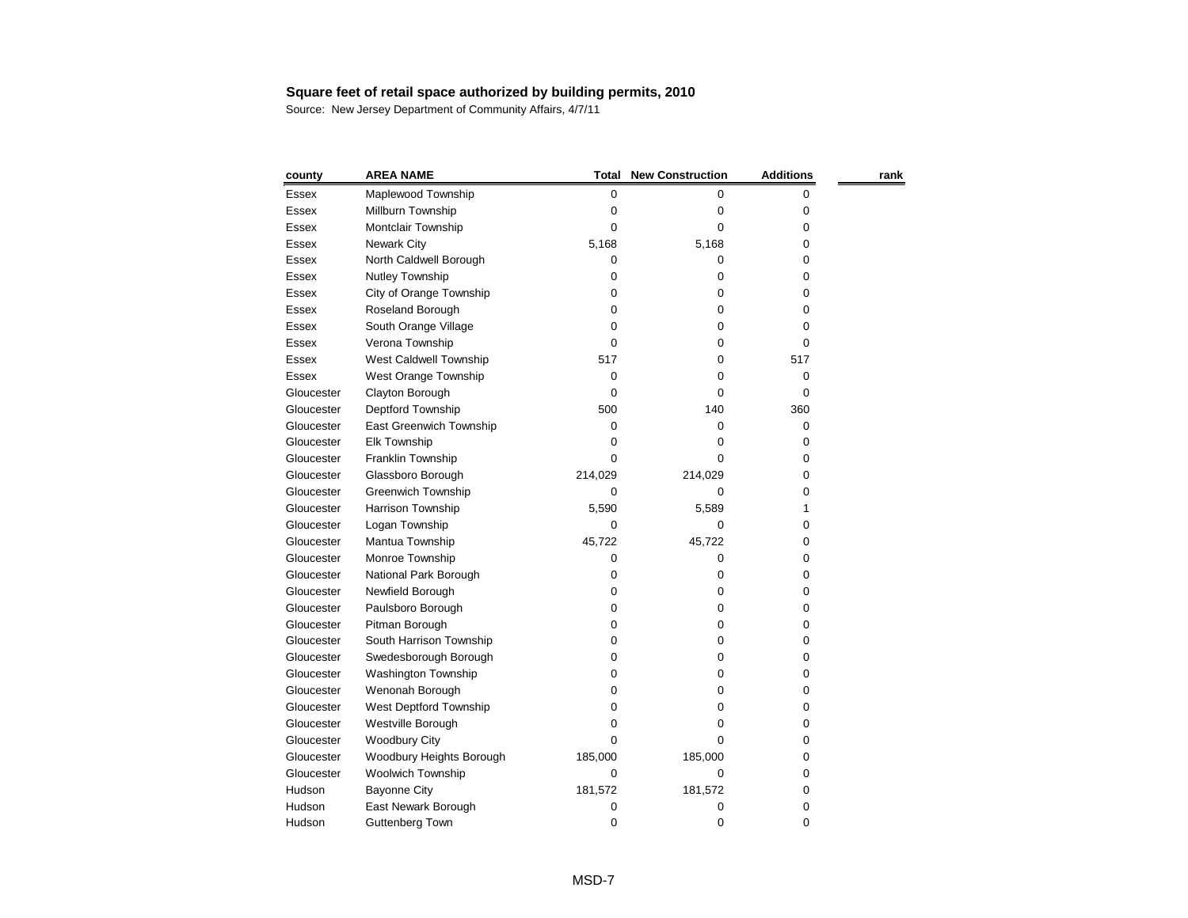**Square feet of retail space authorized by building permits, 2010**

Source: New Jersey Department of Community Affairs, 4/7/11

| county | AREA NAME | Total | New Construction | Additions | rank |
|---|---|---|---|---|---|
| Essex | Maplewood Township | 0 | 0 | 0 | |
| Essex | Millburn Township | 0 | 0 | 0 | |
| Essex | Montclair Township | 0 | 0 | 0 | |
| Essex | Newark City | 5,168 | 5,168 | 0 | |
| Essex | North Caldwell Borough | 0 | 0 | 0 | |
| Essex | Nutley Township | 0 | 0 | 0 | |
| Essex | City of Orange Township | 0 | 0 | 0 | |
| Essex | Roseland Borough | 0 | 0 | 0 | |
| Essex | South Orange Village | 0 | 0 | 0 | |
| Essex | Verona Township | 0 | 0 | 0 | |
| Essex | West Caldwell Township | 517 | 0 | 517 | |
| Essex | West Orange Township | 0 | 0 | 0 | |
| Gloucester | Clayton Borough | 0 | 0 | 0 | |
| Gloucester | Deptford Township | 500 | 140 | 360 | |
| Gloucester | East Greenwich Township | 0 | 0 | 0 | |
| Gloucester | Elk Township | 0 | 0 | 0 | |
| Gloucester | Franklin Township | 0 | 0 | 0 | |
| Gloucester | Glassboro Borough | 214,029 | 214,029 | 0 | |
| Gloucester | Greenwich Township | 0 | 0 | 0 | |
| Gloucester | Harrison Township | 5,590 | 5,589 | 1 | |
| Gloucester | Logan Township | 0 | 0 | 0 | |
| Gloucester | Mantua Township | 45,722 | 45,722 | 0 | |
| Gloucester | Monroe Township | 0 | 0 | 0 | |
| Gloucester | National Park Borough | 0 | 0 | 0 | |
| Gloucester | Newfield Borough | 0 | 0 | 0 | |
| Gloucester | Paulsboro Borough | 0 | 0 | 0 | |
| Gloucester | Pitman Borough | 0 | 0 | 0 | |
| Gloucester | South Harrison Township | 0 | 0 | 0 | |
| Gloucester | Swedesborough Borough | 0 | 0 | 0 | |
| Gloucester | Washington Township | 0 | 0 | 0 | |
| Gloucester | Wenonah Borough | 0 | 0 | 0 | |
| Gloucester | West Deptford Township | 0 | 0 | 0 | |
| Gloucester | Westville Borough | 0 | 0 | 0 | |
| Gloucester | Woodbury City | 0 | 0 | 0 | |
| Gloucester | Woodbury Heights Borough | 185,000 | 185,000 | 0 | |
| Gloucester | Woolwich Township | 0 | 0 | 0 | |
| Hudson | Bayonne City | 181,572 | 181,572 | 0 | |
| Hudson | East Newark Borough | 0 | 0 | 0 | |
| Hudson | Guttenberg Town | 0 | 0 | 0 | |

MSD-7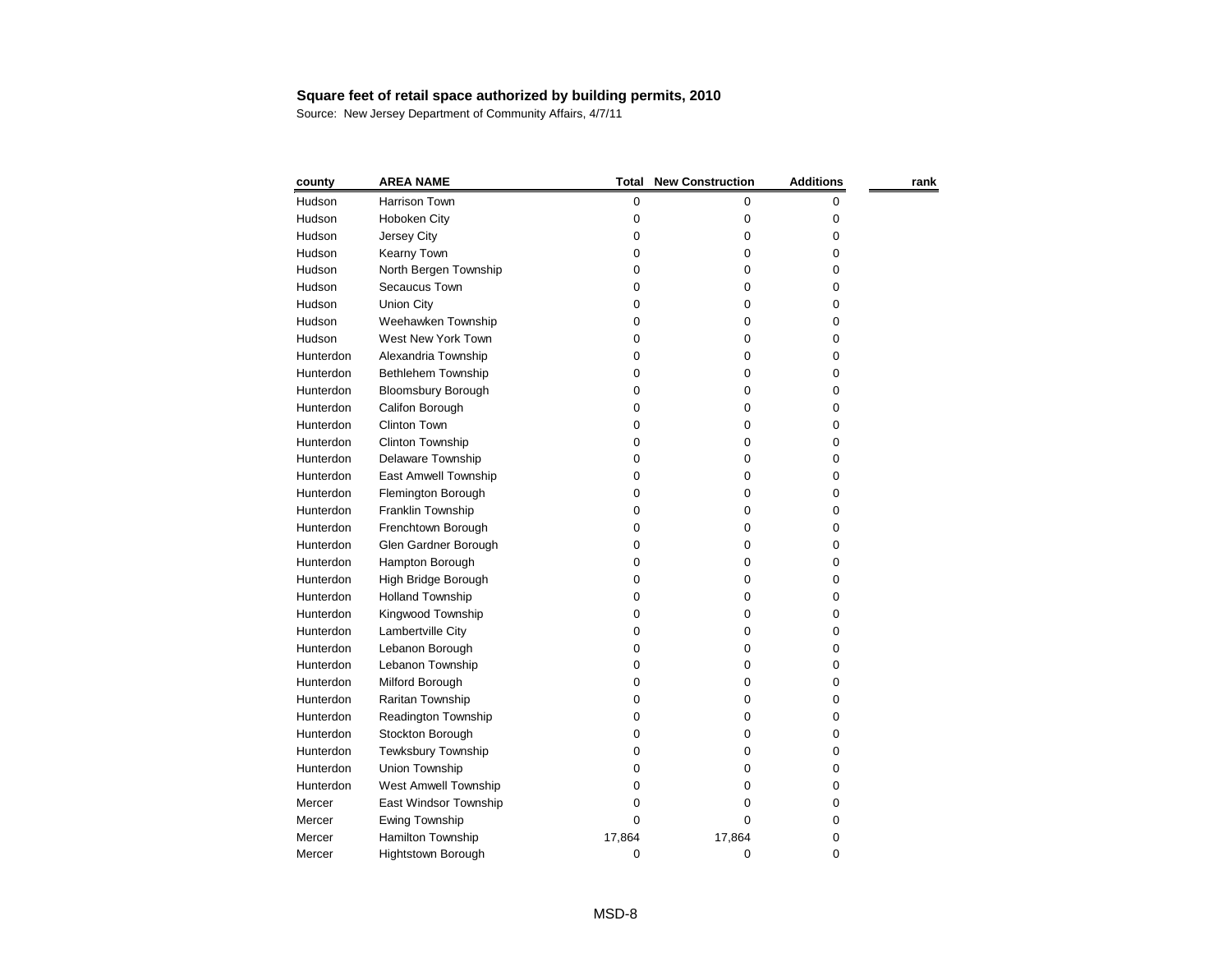**Square feet of retail space authorized by building permits, 2010**

Source: New Jersey Department of Community Affairs, 4/7/11

| county | AREA NAME | Total | New Construction | Additions | rank |
|---|---|---|---|---|---|
| Hudson | Harrison Town | 0 | 0 | 0 | |
| Hudson | Hoboken City | 0 | 0 | 0 | |
| Hudson | Jersey City | 0 | 0 | 0 | |
| Hudson | Kearny Town | 0 | 0 | 0 | |
| Hudson | North Bergen Township | 0 | 0 | 0 | |
| Hudson | Secaucus Town | 0 | 0 | 0 | |
| Hudson | Union City | 0 | 0 | 0 | |
| Hudson | Weehawken Township | 0 | 0 | 0 | |
| Hudson | West New York Town | 0 | 0 | 0 | |
| Hunterdon | Alexandria Township | 0 | 0 | 0 | |
| Hunterdon | Bethlehem Township | 0 | 0 | 0 | |
| Hunterdon | Bloomsbury Borough | 0 | 0 | 0 | |
| Hunterdon | Califon Borough | 0 | 0 | 0 | |
| Hunterdon | Clinton Town | 0 | 0 | 0 | |
| Hunterdon | Clinton Township | 0 | 0 | 0 | |
| Hunterdon | Delaware Township | 0 | 0 | 0 | |
| Hunterdon | East Amwell Township | 0 | 0 | 0 | |
| Hunterdon | Flemington Borough | 0 | 0 | 0 | |
| Hunterdon | Franklin Township | 0 | 0 | 0 | |
| Hunterdon | Frenchtown Borough | 0 | 0 | 0 | |
| Hunterdon | Glen Gardner Borough | 0 | 0 | 0 | |
| Hunterdon | Hampton Borough | 0 | 0 | 0 | |
| Hunterdon | High Bridge Borough | 0 | 0 | 0 | |
| Hunterdon | Holland Township | 0 | 0 | 0 | |
| Hunterdon | Kingwood Township | 0 | 0 | 0 | |
| Hunterdon | Lambertville City | 0 | 0 | 0 | |
| Hunterdon | Lebanon Borough | 0 | 0 | 0 | |
| Hunterdon | Lebanon Township | 0 | 0 | 0 | |
| Hunterdon | Milford Borough | 0 | 0 | 0 | |
| Hunterdon | Raritan Township | 0 | 0 | 0 | |
| Hunterdon | Readington Township | 0 | 0 | 0 | |
| Hunterdon | Stockton Borough | 0 | 0 | 0 | |
| Hunterdon | Tewksbury Township | 0 | 0 | 0 | |
| Hunterdon | Union Township | 0 | 0 | 0 | |
| Hunterdon | West Amwell Township | 0 | 0 | 0 | |
| Mercer | East Windsor Township | 0 | 0 | 0 | |
| Mercer | Ewing Township | 0 | 0 | 0 | |
| Mercer | Hamilton Township | 17,864 | 17,864 | 0 | |
| Mercer | Hightstown Borough | 0 | 0 | 0 | |

MSD-8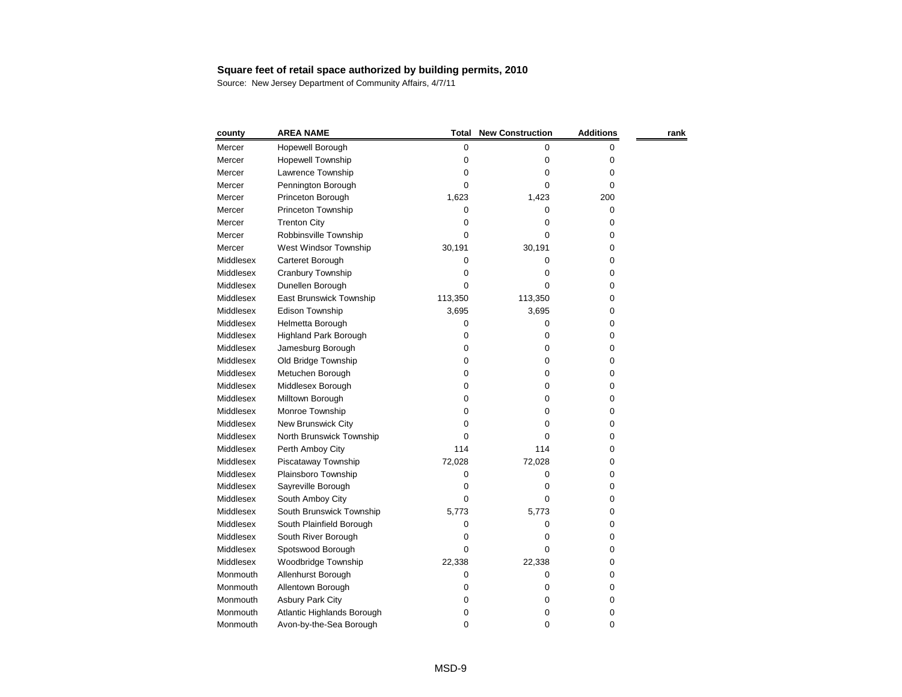**Square feet of retail space authorized by building permits, 2010**

Source: New Jersey Department of Community Affairs, 4/7/11

| county | AREA NAME | Total | New Construction | Additions | rank |
|---|---|---|---|---|---|
| Mercer | Hopewell Borough | 0 | 0 | 0 | |
| Mercer | Hopewell Township | 0 | 0 | 0 | |
| Mercer | Lawrence Township | 0 | 0 | 0 | |
| Mercer | Pennington Borough | 0 | 0 | 0 | |
| Mercer | Princeton Borough | 1,623 | 1,423 | 200 | |
| Mercer | Princeton Township | 0 | 0 | 0 | |
| Mercer | Trenton City | 0 | 0 | 0 | |
| Mercer | Robbinsville Township | 0 | 0 | 0 | |
| Mercer | West Windsor Township | 30,191 | 30,191 | 0 | |
| Middlesex | Carteret Borough | 0 | 0 | 0 | |
| Middlesex | Cranbury Township | 0 | 0 | 0 | |
| Middlesex | Dunellen Borough | 0 | 0 | 0 | |
| Middlesex | East Brunswick Township | 113,350 | 113,350 | 0 | |
| Middlesex | Edison Township | 3,695 | 3,695 | 0 | |
| Middlesex | Helmetta Borough | 0 | 0 | 0 | |
| Middlesex | Highland Park Borough | 0 | 0 | 0 | |
| Middlesex | Jamesburg Borough | 0 | 0 | 0 | |
| Middlesex | Old Bridge Township | 0 | 0 | 0 | |
| Middlesex | Metuchen Borough | 0 | 0 | 0 | |
| Middlesex | Middlesex Borough | 0 | 0 | 0 | |
| Middlesex | Milltown Borough | 0 | 0 | 0 | |
| Middlesex | Monroe Township | 0 | 0 | 0 | |
| Middlesex | New Brunswick City | 0 | 0 | 0 | |
| Middlesex | North Brunswick Township | 0 | 0 | 0 | |
| Middlesex | Perth Amboy City | 114 | 114 | 0 | |
| Middlesex | Piscataway Township | 72,028 | 72,028 | 0 | |
| Middlesex | Plainsboro Township | 0 | 0 | 0 | |
| Middlesex | Sayreville Borough | 0 | 0 | 0 | |
| Middlesex | South Amboy City | 0 | 0 | 0 | |
| Middlesex | South Brunswick Township | 5,773 | 5,773 | 0 | |
| Middlesex | South Plainfield Borough | 0 | 0 | 0 | |
| Middlesex | South River Borough | 0 | 0 | 0 | |
| Middlesex | Spotswood Borough | 0 | 0 | 0 | |
| Middlesex | Woodbridge Township | 22,338 | 22,338 | 0 | |
| Monmouth | Allenhurst Borough | 0 | 0 | 0 | |
| Monmouth | Allentown Borough | 0 | 0 | 0 | |
| Monmouth | Asbury Park City | 0 | 0 | 0 | |
| Monmouth | Atlantic Highlands Borough | 0 | 0 | 0 | |
| Monmouth | Avon-by-the-Sea Borough | 0 | 0 | 0 | |

MSD-9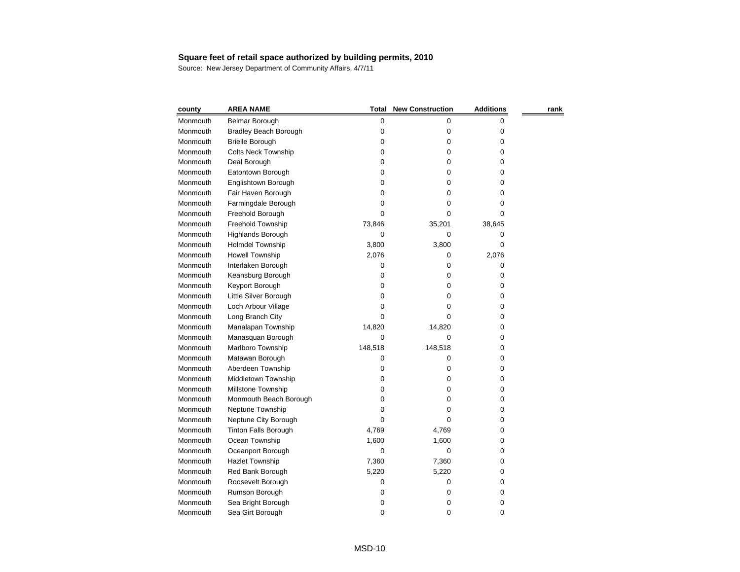**Square feet of retail space authorized by building permits, 2010**

Source: New Jersey Department of Community Affairs, 4/7/11

| county | AREA NAME | Total | New Construction | Additions | rank |
|---|---|---|---|---|---|
| Monmouth | Belmar Borough | 0 | 0 | 0 | |
| Monmouth | Bradley Beach Borough | 0 | 0 | 0 | |
| Monmouth | Brielle Borough | 0 | 0 | 0 | |
| Monmouth | Colts Neck Township | 0 | 0 | 0 | |
| Monmouth | Deal Borough | 0 | 0 | 0 | |
| Monmouth | Eatontown Borough | 0 | 0 | 0 | |
| Monmouth | Englishtown Borough | 0 | 0 | 0 | |
| Monmouth | Fair Haven Borough | 0 | 0 | 0 | |
| Monmouth | Farmingdale Borough | 0 | 0 | 0 | |
| Monmouth | Freehold Borough | 0 | 0 | 0 | |
| Monmouth | Freehold Township | 73,846 | 35,201 | 38,645 | |
| Monmouth | Highlands Borough | 0 | 0 | 0 | |
| Monmouth | Holmdel Township | 3,800 | 3,800 | 0 | |
| Monmouth | Howell Township | 2,076 | 0 | 2,076 | |
| Monmouth | Interlaken Borough | 0 | 0 | 0 | |
| Monmouth | Keansburg Borough | 0 | 0 | 0 | |
| Monmouth | Keyport Borough | 0 | 0 | 0 | |
| Monmouth | Little Silver Borough | 0 | 0 | 0 | |
| Monmouth | Loch Arbour Village | 0 | 0 | 0 | |
| Monmouth | Long Branch City | 0 | 0 | 0 | |
| Monmouth | Manalapan Township | 14,820 | 14,820 | 0 | |
| Monmouth | Manasquan Borough | 0 | 0 | 0 | |
| Monmouth | Marlboro Township | 148,518 | 148,518 | 0 | |
| Monmouth | Matawan Borough | 0 | 0 | 0 | |
| Monmouth | Aberdeen Township | 0 | 0 | 0 | |
| Monmouth | Middletown Township | 0 | 0 | 0 | |
| Monmouth | Millstone Township | 0 | 0 | 0 | |
| Monmouth | Monmouth Beach Borough | 0 | 0 | 0 | |
| Monmouth | Neptune Township | 0 | 0 | 0 | |
| Monmouth | Neptune City Borough | 0 | 0 | 0 | |
| Monmouth | Tinton Falls Borough | 4,769 | 4,769 | 0 | |
| Monmouth | Ocean Township | 1,600 | 1,600 | 0 | |
| Monmouth | Oceanport Borough | 0 | 0 | 0 | |
| Monmouth | Hazlet Township | 7,360 | 7,360 | 0 | |
| Monmouth | Red Bank Borough | 5,220 | 5,220 | 0 | |
| Monmouth | Roosevelt Borough | 0 | 0 | 0 | |
| Monmouth | Rumson Borough | 0 | 0 | 0 | |
| Monmouth | Sea Bright Borough | 0 | 0 | 0 | |
| Monmouth | Sea Girt Borough | 0 | 0 | 0 | |

MSD-10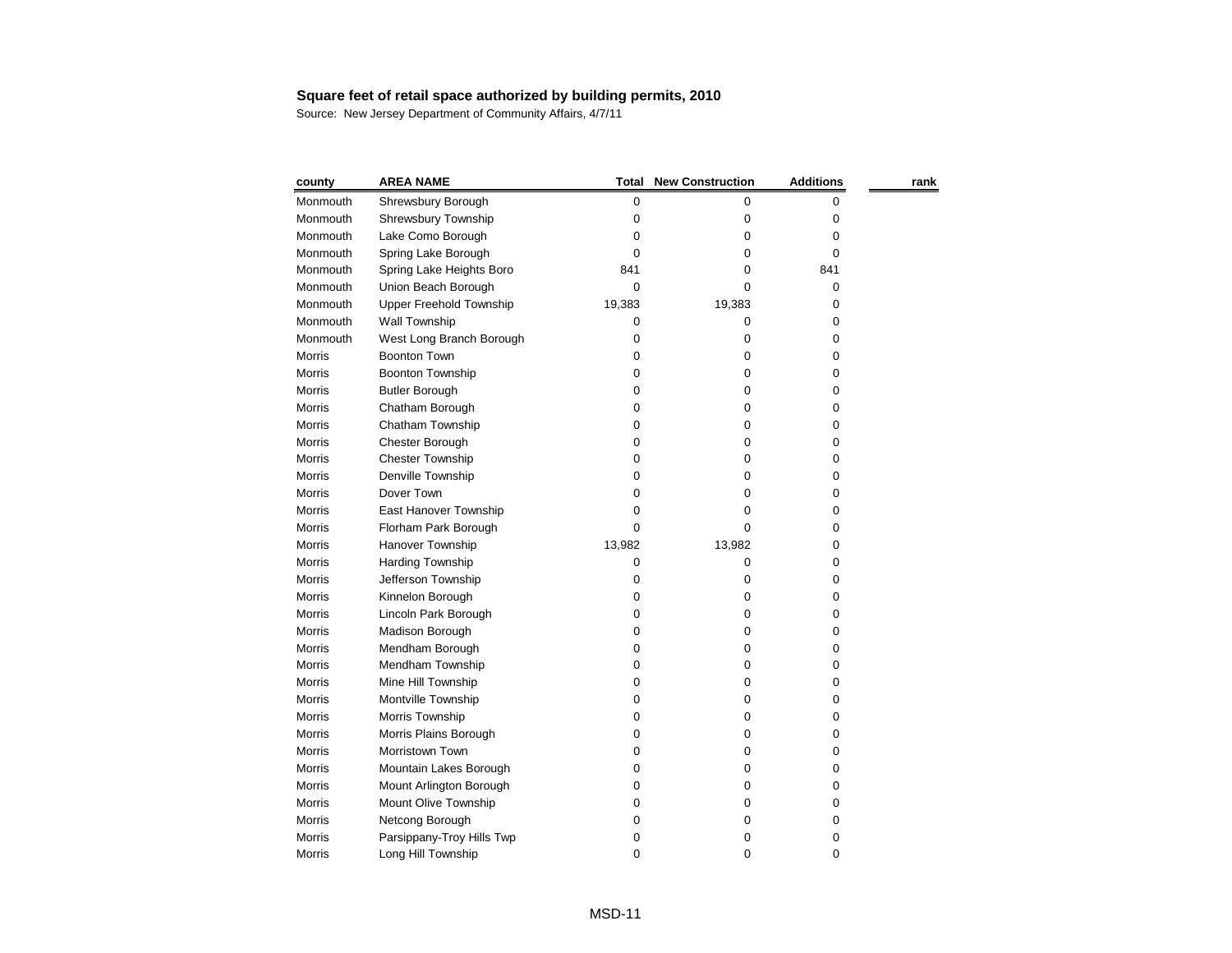**Square feet of retail space authorized by building permits, 2010**

Source: New Jersey Department of Community Affairs, 4/7/11

| county | AREA NAME | Total | New Construction | Additions | rank |
|---|---|---|---|---|---|
| Monmouth | Shrewsbury Borough | 0 | 0 | 0 | |
| Monmouth | Shrewsbury Township | 0 | 0 | 0 | |
| Monmouth | Lake Como Borough | 0 | 0 | 0 | |
| Monmouth | Spring Lake Borough | 0 | 0 | 0 | |
| Monmouth | Spring Lake Heights Boro | 841 | 0 | 841 | |
| Monmouth | Union Beach Borough | 0 | 0 | 0 | |
| Monmouth | Upper Freehold Township | 19,383 | 19,383 | 0 | |
| Monmouth | Wall Township | 0 | 0 | 0 | |
| Monmouth | West Long Branch Borough | 0 | 0 | 0 | |
| Morris | Boonton Town | 0 | 0 | 0 | |
| Morris | Boonton Township | 0 | 0 | 0 | |
| Morris | Butler Borough | 0 | 0 | 0 | |
| Morris | Chatham Borough | 0 | 0 | 0 | |
| Morris | Chatham Township | 0 | 0 | 0 | |
| Morris | Chester Borough | 0 | 0 | 0 | |
| Morris | Chester Township | 0 | 0 | 0 | |
| Morris | Denville Township | 0 | 0 | 0 | |
| Morris | Dover Town | 0 | 0 | 0 | |
| Morris | East Hanover Township | 0 | 0 | 0 | |
| Morris | Florham Park Borough | 0 | 0 | 0 | |
| Morris | Hanover Township | 13,982 | 13,982 | 0 | |
| Morris | Harding Township | 0 | 0 | 0 | |
| Morris | Jefferson Township | 0 | 0 | 0 | |
| Morris | Kinnelon Borough | 0 | 0 | 0 | |
| Morris | Lincoln Park Borough | 0 | 0 | 0 | |
| Morris | Madison Borough | 0 | 0 | 0 | |
| Morris | Mendham Borough | 0 | 0 | 0 | |
| Morris | Mendham Township | 0 | 0 | 0 | |
| Morris | Mine Hill Township | 0 | 0 | 0 | |
| Morris | Montville Township | 0 | 0 | 0 | |
| Morris | Morris Township | 0 | 0 | 0 | |
| Morris | Morris Plains Borough | 0 | 0 | 0 | |
| Morris | Morristown Town | 0 | 0 | 0 | |
| Morris | Mountain Lakes Borough | 0 | 0 | 0 | |
| Morris | Mount Arlington Borough | 0 | 0 | 0 | |
| Morris | Mount Olive Township | 0 | 0 | 0 | |
| Morris | Netcong Borough | 0 | 0 | 0 | |
| Morris | Parsippany-Troy Hills Twp | 0 | 0 | 0 | |
| Morris | Long Hill Township | 0 | 0 | 0 | |

MSD-11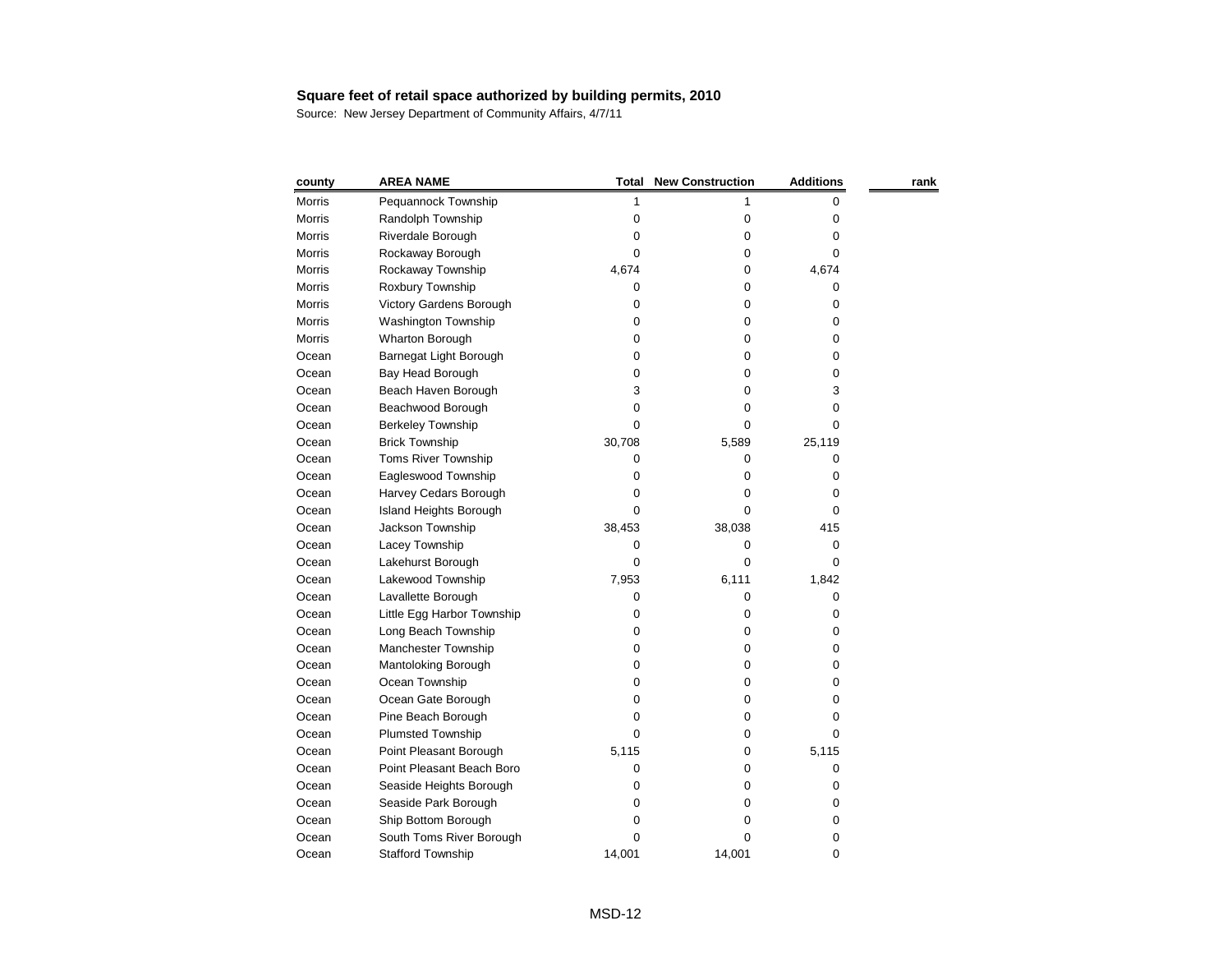**Square feet of retail space authorized by building permits, 2010**

Source: New Jersey Department of Community Affairs, 4/7/11

| county | AREA NAME | Total | New Construction | Additions | rank |
|---|---|---|---|---|---|
| Morris | Pequannock Township | 1 | 1 | 0 | |
| Morris | Randolph Township | 0 | 0 | 0 | |
| Morris | Riverdale Borough | 0 | 0 | 0 | |
| Morris | Rockaway Borough | 0 | 0 | 0 | |
| Morris | Rockaway Township | 4,674 | 0 | 4,674 | |
| Morris | Roxbury Township | 0 | 0 | 0 | |
| Morris | Victory Gardens Borough | 0 | 0 | 0 | |
| Morris | Washington Township | 0 | 0 | 0 | |
| Morris | Wharton Borough | 0 | 0 | 0 | |
| Ocean | Barnegat Light Borough | 0 | 0 | 0 | |
| Ocean | Bay Head Borough | 0 | 0 | 0 | |
| Ocean | Beach Haven Borough | 3 | 0 | 3 | |
| Ocean | Beachwood Borough | 0 | 0 | 0 | |
| Ocean | Berkeley Township | 0 | 0 | 0 | |
| Ocean | Brick Township | 30,708 | 5,589 | 25,119 | |
| Ocean | Toms River Township | 0 | 0 | 0 | |
| Ocean | Eagleswood Township | 0 | 0 | 0 | |
| Ocean | Harvey Cedars Borough | 0 | 0 | 0 | |
| Ocean | Island Heights Borough | 0 | 0 | 0 | |
| Ocean | Jackson Township | 38,453 | 38,038 | 415 | |
| Ocean | Lacey Township | 0 | 0 | 0 | |
| Ocean | Lakehurst Borough | 0 | 0 | 0 | |
| Ocean | Lakewood Township | 7,953 | 6,111 | 1,842 | |
| Ocean | Lavallette Borough | 0 | 0 | 0 | |
| Ocean | Little Egg Harbor Township | 0 | 0 | 0 | |
| Ocean | Long Beach Township | 0 | 0 | 0 | |
| Ocean | Manchester Township | 0 | 0 | 0 | |
| Ocean | Mantoloking Borough | 0 | 0 | 0 | |
| Ocean | Ocean Township | 0 | 0 | 0 | |
| Ocean | Ocean Gate Borough | 0 | 0 | 0 | |
| Ocean | Pine Beach Borough | 0 | 0 | 0 | |
| Ocean | Plumsted Township | 0 | 0 | 0 | |
| Ocean | Point Pleasant Borough | 5,115 | 0 | 5,115 | |
| Ocean | Point Pleasant Beach Boro | 0 | 0 | 0 | |
| Ocean | Seaside Heights Borough | 0 | 0 | 0 | |
| Ocean | Seaside Park Borough | 0 | 0 | 0 | |
| Ocean | Ship Bottom Borough | 0 | 0 | 0 | |
| Ocean | South Toms River Borough | 0 | 0 | 0 | |
| Ocean | Stafford Township | 14,001 | 14,001 | 0 | |

MSD-12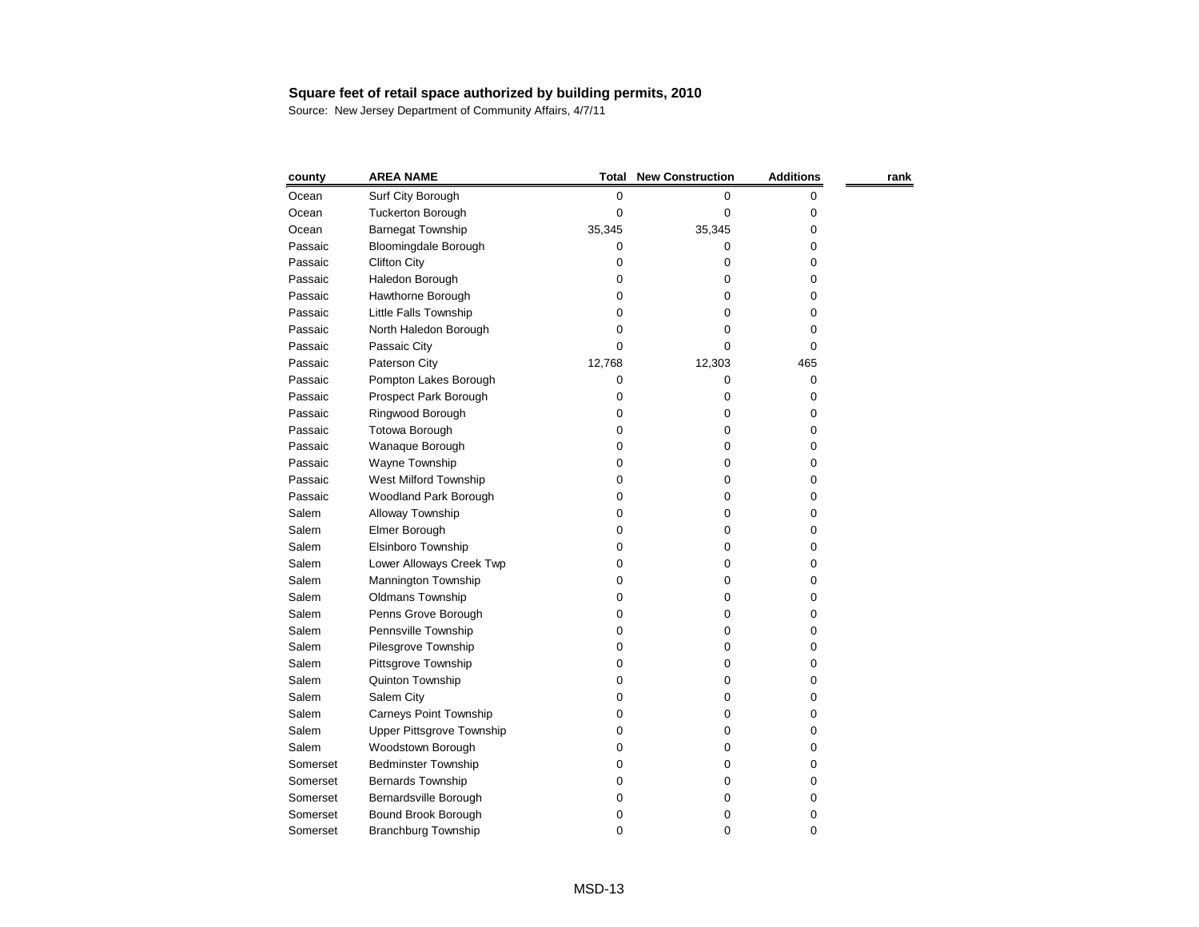**Square feet of retail space authorized by building permits, 2010**

Source: New Jersey Department of Community Affairs, 4/7/11

| county | AREA NAME | Total | New Construction | Additions | rank |
|---|---|---|---|---|---|
| Ocean | Surf City Borough | 0 | 0 | 0 | |
| Ocean | Tuckerton Borough | 0 | 0 | 0 | |
| Ocean | Barnegat Township | 35,345 | 35,345 | 0 | |
| Passaic | Bloomingdale Borough | 0 | 0 | 0 | |
| Passaic | Clifton City | 0 | 0 | 0 | |
| Passaic | Haledon Borough | 0 | 0 | 0 | |
| Passaic | Hawthorne Borough | 0 | 0 | 0 | |
| Passaic | Little Falls Township | 0 | 0 | 0 | |
| Passaic | North Haledon Borough | 0 | 0 | 0 | |
| Passaic | Passaic City | 0 | 0 | 0 | |
| Passaic | Paterson City | 12,768 | 12,303 | 465 | |
| Passaic | Pompton Lakes Borough | 0 | 0 | 0 | |
| Passaic | Prospect Park Borough | 0 | 0 | 0 | |
| Passaic | Ringwood Borough | 0 | 0 | 0 | |
| Passaic | Totowa Borough | 0 | 0 | 0 | |
| Passaic | Wanaque Borough | 0 | 0 | 0 | |
| Passaic | Wayne Township | 0 | 0 | 0 | |
| Passaic | West Milford Township | 0 | 0 | 0 | |
| Passaic | Woodland Park Borough | 0 | 0 | 0 | |
| Salem | Alloway Township | 0 | 0 | 0 | |
| Salem | Elmer Borough | 0 | 0 | 0 | |
| Salem | Elsinboro Township | 0 | 0 | 0 | |
| Salem | Lower Alloways Creek Twp | 0 | 0 | 0 | |
| Salem | Mannington Township | 0 | 0 | 0 | |
| Salem | Oldmans Township | 0 | 0 | 0 | |
| Salem | Penns Grove Borough | 0 | 0 | 0 | |
| Salem | Pennsville Township | 0 | 0 | 0 | |
| Salem | Pilesgrove Township | 0 | 0 | 0 | |
| Salem | Pittsgrove Township | 0 | 0 | 0 | |
| Salem | Quinton Township | 0 | 0 | 0 | |
| Salem | Salem City | 0 | 0 | 0 | |
| Salem | Carneys Point Township | 0 | 0 | 0 | |
| Salem | Upper Pittsgrove Township | 0 | 0 | 0 | |
| Salem | Woodstown Borough | 0 | 0 | 0 | |
| Somerset | Bedminster Township | 0 | 0 | 0 | |
| Somerset | Bernards Township | 0 | 0 | 0 | |
| Somerset | Bernardsville Borough | 0 | 0 | 0 | |
| Somerset | Bound Brook Borough | 0 | 0 | 0 | |
| Somerset | Branchburg Township | 0 | 0 | 0 | |

MSD-13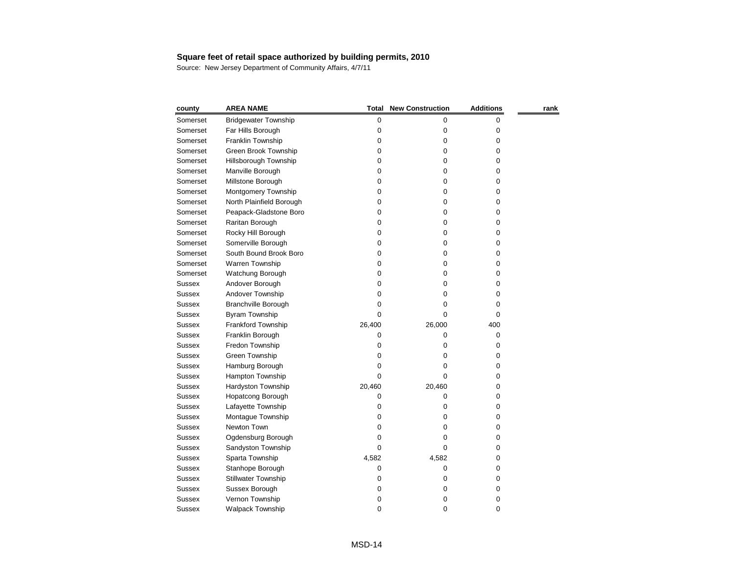**Square feet of retail space authorized by building permits, 2010**

Source: New Jersey Department of Community Affairs, 4/7/11

| county | AREA NAME | Total | New Construction | Additions | rank |
|---|---|---|---|---|---|
| Somerset | Bridgewater Township | 0 | 0 | 0 | |
| Somerset | Far Hills Borough | 0 | 0 | 0 | |
| Somerset | Franklin Township | 0 | 0 | 0 | |
| Somerset | Green Brook Township | 0 | 0 | 0 | |
| Somerset | Hillsborough Township | 0 | 0 | 0 | |
| Somerset | Manville Borough | 0 | 0 | 0 | |
| Somerset | Millstone Borough | 0 | 0 | 0 | |
| Somerset | Montgomery Township | 0 | 0 | 0 | |
| Somerset | North Plainfield Borough | 0 | 0 | 0 | |
| Somerset | Peapack-Gladstone Boro | 0 | 0 | 0 | |
| Somerset | Raritan Borough | 0 | 0 | 0 | |
| Somerset | Rocky Hill Borough | 0 | 0 | 0 | |
| Somerset | Somerville Borough | 0 | 0 | 0 | |
| Somerset | South Bound Brook Boro | 0 | 0 | 0 | |
| Somerset | Warren Township | 0 | 0 | 0 | |
| Somerset | Watchung Borough | 0 | 0 | 0 | |
| Sussex | Andover Borough | 0 | 0 | 0 | |
| Sussex | Andover Township | 0 | 0 | 0 | |
| Sussex | Branchville Borough | 0 | 0 | 0 | |
| Sussex | Byram Township | 0 | 0 | 0 | |
| Sussex | Frankford Township | 26,400 | 26,000 | 400 | |
| Sussex | Franklin Borough | 0 | 0 | 0 | |
| Sussex | Fredon Township | 0 | 0 | 0 | |
| Sussex | Green Township | 0 | 0 | 0 | |
| Sussex | Hamburg Borough | 0 | 0 | 0 | |
| Sussex | Hampton Township | 0 | 0 | 0 | |
| Sussex | Hardyston Township | 20,460 | 20,460 | 0 | |
| Sussex | Hopatcong Borough | 0 | 0 | 0 | |
| Sussex | Lafayette Township | 0 | 0 | 0 | |
| Sussex | Montague Township | 0 | 0 | 0 | |
| Sussex | Newton Town | 0 | 0 | 0 | |
| Sussex | Ogdensburg Borough | 0 | 0 | 0 | |
| Sussex | Sandyston Township | 0 | 0 | 0 | |
| Sussex | Sparta Township | 4,582 | 4,582 | 0 | |
| Sussex | Stanhope Borough | 0 | 0 | 0 | |
| Sussex | Stillwater Township | 0 | 0 | 0 | |
| Sussex | Sussex Borough | 0 | 0 | 0 | |
| Sussex | Vernon Township | 0 | 0 | 0 | |
| Sussex | Walpack Township | 0 | 0 | 0 | |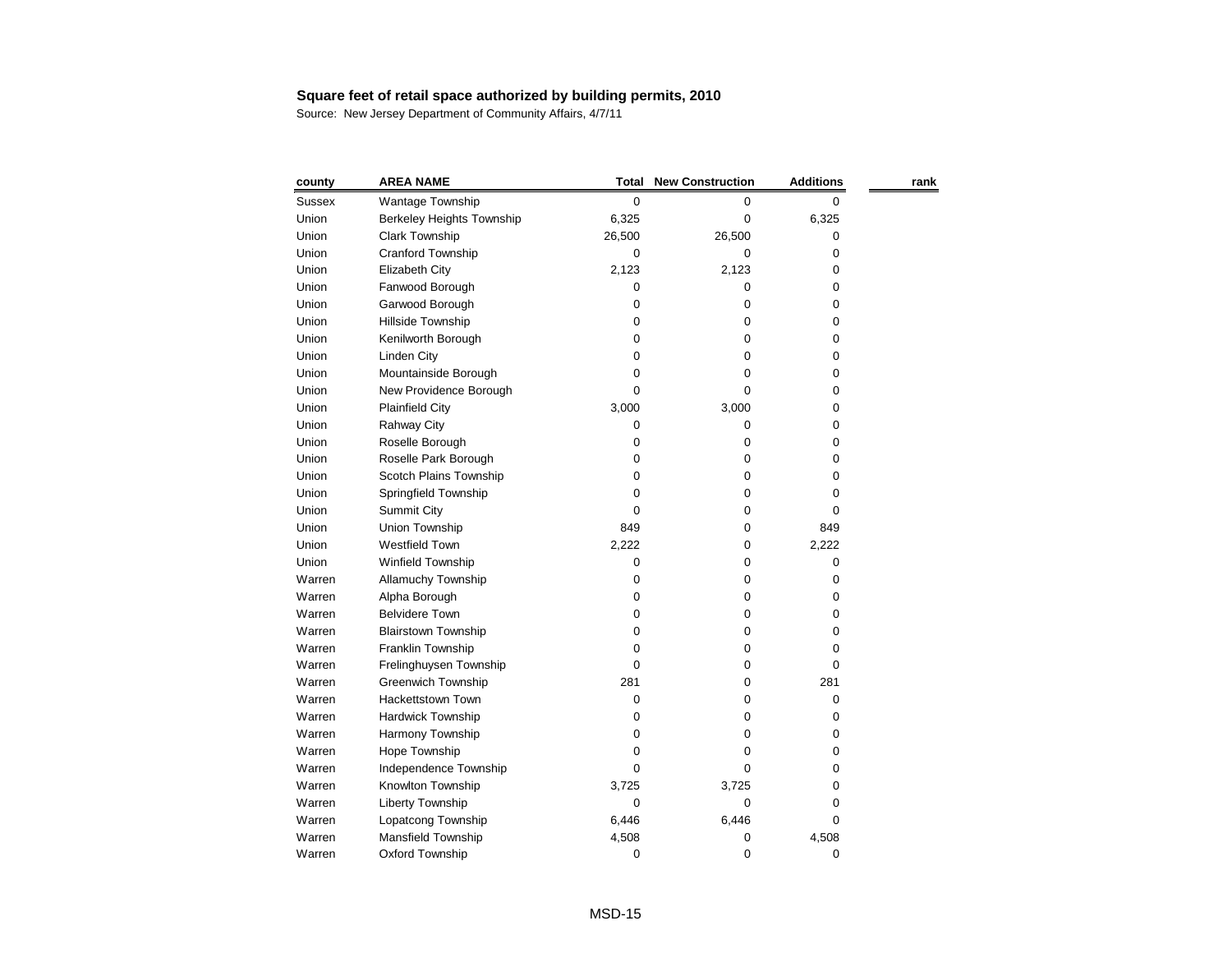**Square feet of retail space authorized by building permits, 2010**

Source: New Jersey Department of Community Affairs, 4/7/11

| county | AREA NAME | Total | New Construction | Additions | rank |
|---|---|---|---|---|---|
| Sussex | Wantage Township | 0 | 0 | 0 | |
| Union | Berkeley Heights Township | 6,325 | 0 | 6,325 | |
| Union | Clark Township | 26,500 | 26,500 | 0 | |
| Union | Cranford Township | 0 | 0 | 0 | |
| Union | Elizabeth City | 2,123 | 2,123 | 0 | |
| Union | Fanwood Borough | 0 | 0 | 0 | |
| Union | Garwood Borough | 0 | 0 | 0 | |
| Union | Hillside Township | 0 | 0 | 0 | |
| Union | Kenilworth Borough | 0 | 0 | 0 | |
| Union | Linden City | 0 | 0 | 0 | |
| Union | Mountainside Borough | 0 | 0 | 0 | |
| Union | New Providence Borough | 0 | 0 | 0 | |
| Union | Plainfield City | 3,000 | 3,000 | 0 | |
| Union | Rahway City | 0 | 0 | 0 | |
| Union | Roselle Borough | 0 | 0 | 0 | |
| Union | Roselle Park Borough | 0 | 0 | 0 | |
| Union | Scotch Plains Township | 0 | 0 | 0 | |
| Union | Springfield Township | 0 | 0 | 0 | |
| Union | Summit City | 0 | 0 | 0 | |
| Union | Union Township | 849 | 0 | 849 | |
| Union | Westfield Town | 2,222 | 0 | 2,222 | |
| Union | Winfield Township | 0 | 0 | 0 | |
| Warren | Allamuchy Township | 0 | 0 | 0 | |
| Warren | Alpha Borough | 0 | 0 | 0 | |
| Warren | Belvidere Town | 0 | 0 | 0 | |
| Warren | Blairstown Township | 0 | 0 | 0 | |
| Warren | Franklin Township | 0 | 0 | 0 | |
| Warren | Frelinghuysen Township | 0 | 0 | 0 | |
| Warren | Greenwich Township | 281 | 0 | 281 | |
| Warren | Hackettstown Town | 0 | 0 | 0 | |
| Warren | Hardwick Township | 0 | 0 | 0 | |
| Warren | Harmony Township | 0 | 0 | 0 | |
| Warren | Hope Township | 0 | 0 | 0 | |
| Warren | Independence Township | 0 | 0 | 0 | |
| Warren | Knowlton Township | 3,725 | 3,725 | 0 | |
| Warren | Liberty Township | 0 | 0 | 0 | |
| Warren | Lopatcong Township | 6,446 | 6,446 | 0 | |
| Warren | Mansfield Township | 4,508 | 0 | 4,508 | |
| Warren | Oxford Township | 0 | 0 | 0 | |

MSD-15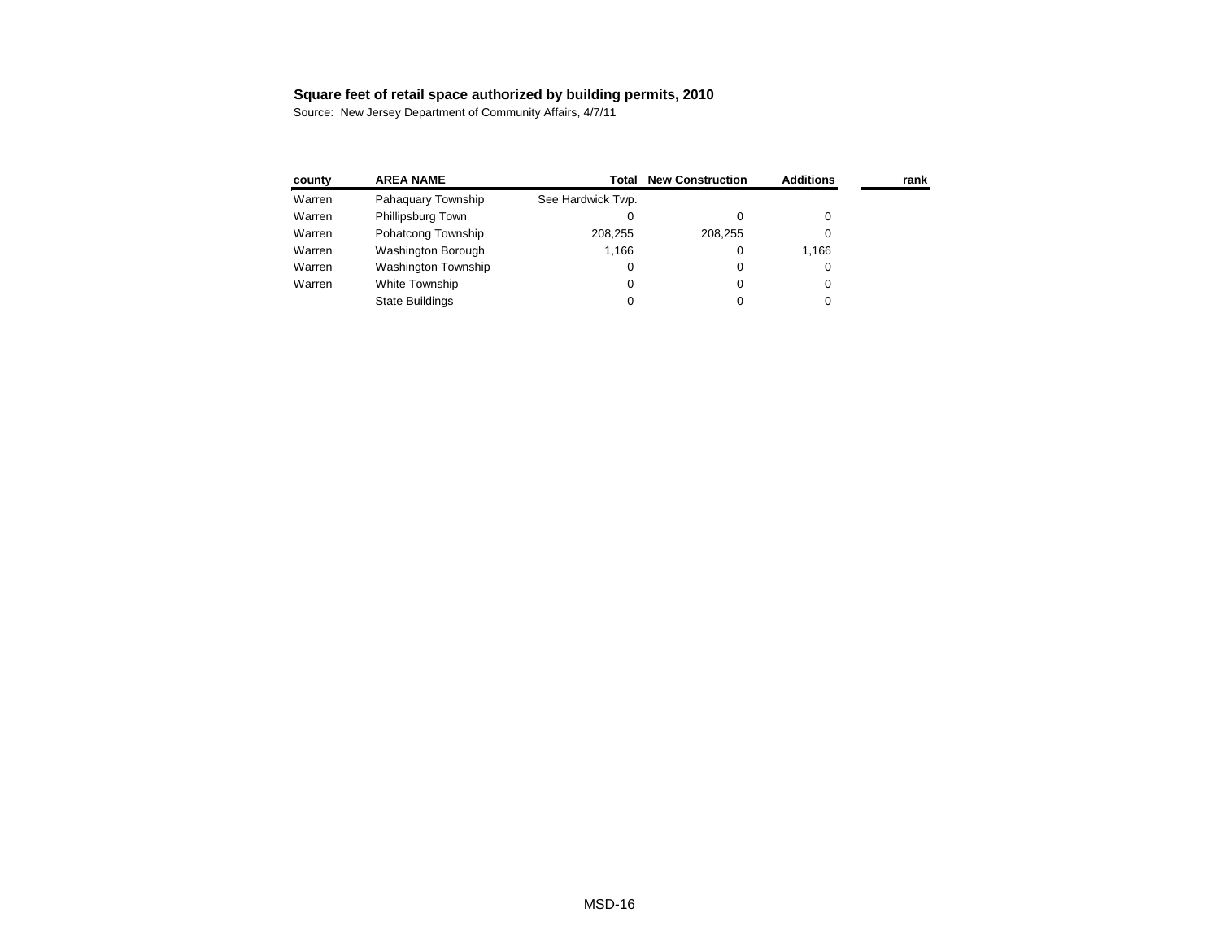**Square feet of retail space authorized by building permits, 2010**

Source: New Jersey Department of Community Affairs, 4/7/11

| county | AREA NAME | Total | New Construction | Additions | rank |
|---|---|---|---|---|---|
| Warren | Pahaquary Township | See Hardwick Twp. | | | |
| Warren | Phillipsburg Town | 0 | 0 | 0 | |
| Warren | Pohatcong Township | 208,255 | 208,255 | 0 | |
| Warren | Washington Borough | 1,166 | 0 | 1,166 | |
| Warren | Washington Township | 0 | 0 | 0 | |
| Warren | White Township | 0 | 0 | 0 | |
| | State Buildings | 0 | 0 | 0 | |

MSD-16